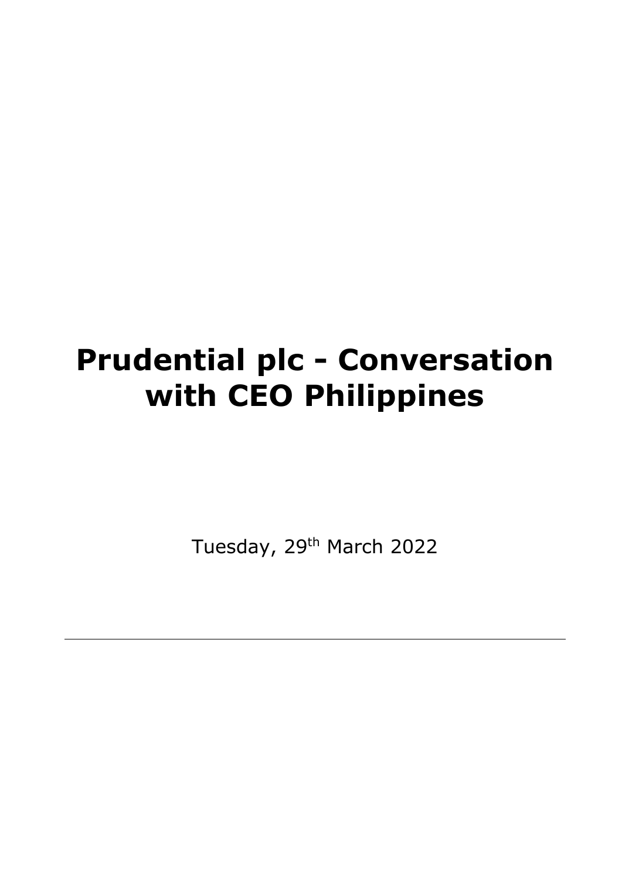# Prudential plc - Conversation with CEO Philippines

Tuesday, 29th March 2022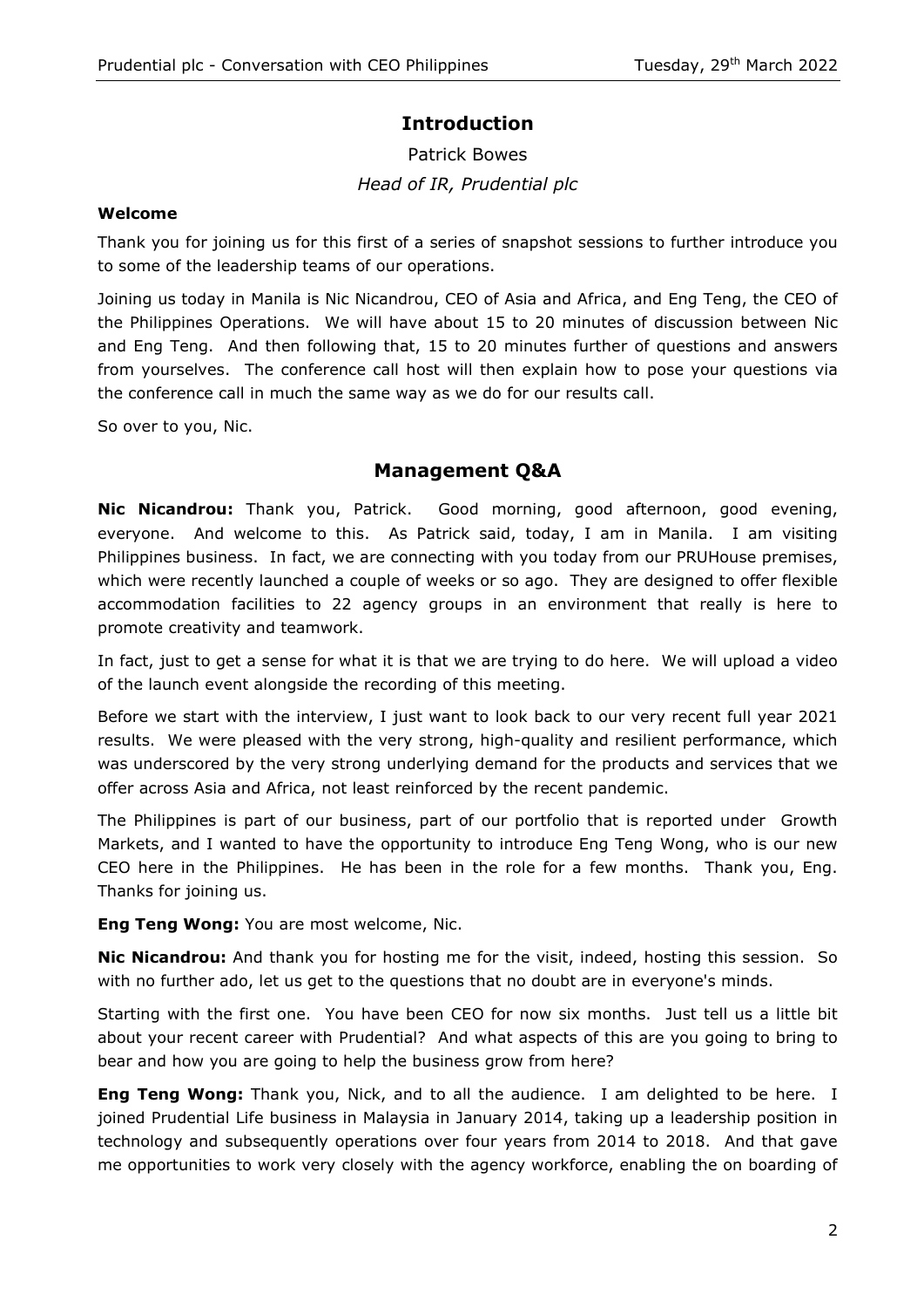## Introduction

Patrick Bowes

*Head of IR, Prudential plc*

**Welcome**

Thank you for joining us for this first of a series of snapshot sessions to further introduce you to some of the leadership teams of our operations.

Joining us today in Manila is Nic Nicandrou, CEO of Asia and Africa, and Eng Teng, the CEO of the Philippines Operations. We will have about 15 to 20 minutes of discussion between Nic and Eng Teng. And then following that, 15 to 20 minutes further of questions and answers from yourselves. The conference call host will then explain how to pose your questions via the conference call in much the same way as we do for our results call.

So over to you, Nic.

## Management Q&A

**Nic Nicandrou:** Thank you, Patrick. Good morning, good afternoon, good evening, everyone. And welcome to this. As Patrick said, today, I am in Manila. I am visiting Philippines business. In fact, we are connecting with you today from our PRUHouse premises, which were recently launched a couple of weeks or so ago. They are designed to offer flexible accommodation facilities to 22 agency groups in an environment that really is here to promote creativity and teamwork.

In fact, just to get a sense for what it is that we are trying to do here. We will upload a video of the launch event alongside the recording of this meeting.

Before we start with the interview, I just want to look back to our very recent full year 2021 results. We were pleased with the very strong, high-quality and resilient performance, which was underscored by the very strong underlying demand for the products and services that we offer across Asia and Africa, not least reinforced by the recent pandemic.

The Philippines is part of our business, part of our portfolio that is reported under Growth Markets, and I wanted to have the opportunity to introduce Eng Teng Wong, who is our new CEO here in the Philippines. He has been in the role for a few months. Thank you, Eng. Thanks for joining us.

**Eng Teng Wong:** You are most welcome, Nic.

**Nic Nicandrou:** And thank you for hosting me for the visit, indeed, hosting this session. So with no further ado, let us get to the questions that no doubt are in everyone's minds.

Starting with the first one. You have been CEO for now six months. Just tell us a little bit about your recent career with Prudential? And what aspects of this are you going to bring to bear and how you are going to help the business grow from here?

**Eng Teng Wong:** Thank you, Nick, and to all the audience. I am delighted to be here. I joined Prudential Life business in Malaysia in January 2014, taking up a leadership position in technology and subsequently operations over four years from 2014 to 2018. And that gave me opportunities to work very closely with the agency workforce, enabling the on boarding of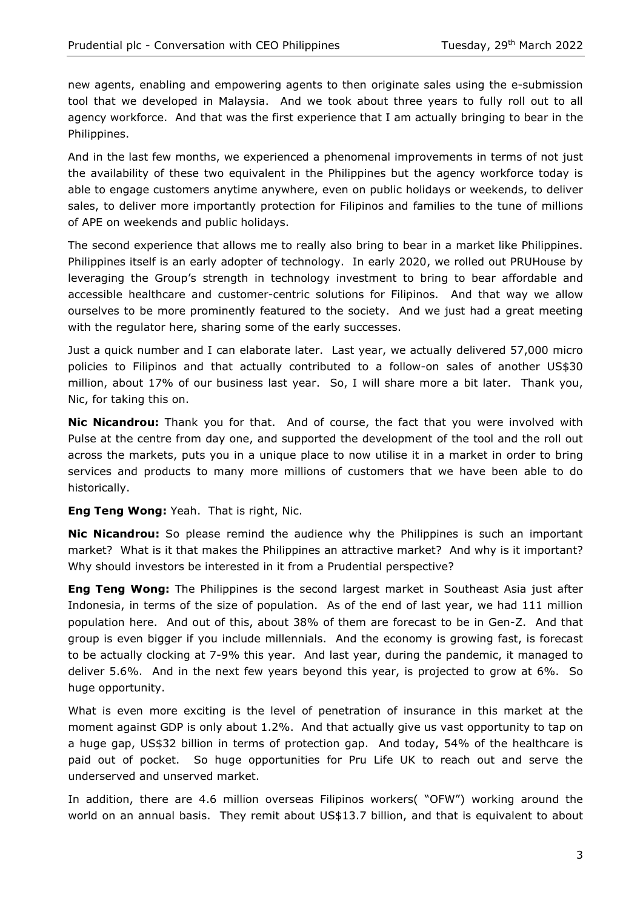new agents, enabling and empowering agents to then originate sales using the e-submission tool that we developed in Malaysia. And we took about three years to fully roll out to all agency workforce. And that was the first experience that I am actually bringing to bear in the Philippines.

And in the last few months, we experienced a phenomenal improvements in terms of not just the availability of these two equivalent in the Philippines but the agency workforce today is able to engage customers anytime anywhere, even on public holidays or weekends, to deliver sales, to deliver more importantly protection for Filipinos and families to the tune of millions of APE on weekends and public holidays.

The second experience that allows me to really also bring to bear in a market like Philippines. Philippines itself is an early adopter of technology. In early 2020, we rolled out PRUHouse by leveraging the Group's strength in technology investment to bring to bear affordable and accessible healthcare and customer-centric solutions for Filipinos. And that way we allow ourselves to be more prominently featured to the society. And we just had a great meeting with the regulator here, sharing some of the early successes.

Just a quick number and I can elaborate later. Last year, we actually delivered 57,000 micro policies to Filipinos and that actually contributed to a follow-on sales of another US$30 million, about 17% of our business last year. So, I will share more a bit later. Thank you, Nic, for taking this on.

**Nic Nicandrou:** Thank you for that. And of course, the fact that you were involved with Pulse at the centre from day one, and supported the development of the tool and the roll out across the markets, puts you in a unique place to now utilise it in a market in order to bring services and products to many more millions of customers that we have been able to do historically.

**Eng Teng Wong:** Yeah. That is right, Nic.

**Nic Nicandrou:** So please remind the audience why the Philippines is such an important market? What is it that makes the Philippines an attractive market? And why is it important? Why should investors be interested in it from a Prudential perspective?

**Eng Teng Wong:** The Philippines is the second largest market in Southeast Asia just after Indonesia, in terms of the size of population. As of the end of last year, we had 111 million population here. And out of this, about 38% of them are forecast to be in Gen-Z. And that group is even bigger if you include millennials. And the economy is growing fast, is forecast to be actually clocking at 7-9% this year. And last year, during the pandemic, it managed to deliver 5.6%. And in the next few years beyond this year, is projected to grow at 6%. So huge opportunity.

What is even more exciting is the level of penetration of insurance in this market at the moment against GDP is only about 1.2%. And that actually give us vast opportunity to tap on a huge gap, US$32 billion in terms of protection gap. And today, 54% of the healthcare is paid out of pocket. So huge opportunities for Pru Life UK to reach out and serve the underserved and unserved market.

In addition, there are 4.6 million overseas Filipinos workers( "OFW") working around the world on an annual basis. They remit about US$13.7 billion, and that is equivalent to about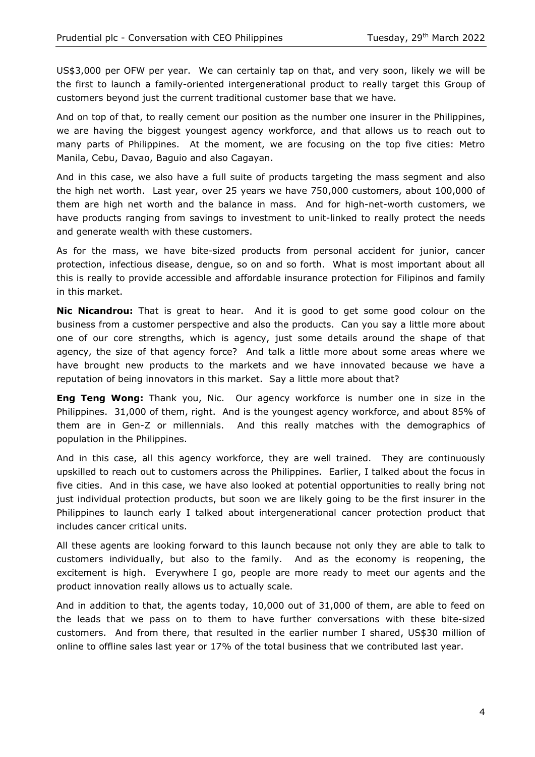US$3,000 per OFW per year. We can certainly tap on that, and very soon, likely we will be the first to launch a family-oriented intergenerational product to really target this Group of customers beyond just the current traditional customer base that we have.

And on top of that, to really cement our position as the number one insurer in the Philippines, we are having the biggest youngest agency workforce, and that allows us to reach out to many parts of Philippines. At the moment, we are focusing on the top five cities: Metro Manila, Cebu, Davao, Baguio and also Cagayan.

And in this case, we also have a full suite of products targeting the mass segment and also the high net worth. Last year, over 25 years we have 750,000 customers, about 100,000 of them are high net worth and the balance in mass. And for high-net-worth customers, we have products ranging from savings to investment to unit-linked to really protect the needs and generate wealth with these customers.

As for the mass, we have bite-sized products from personal accident for junior, cancer protection, infectious disease, dengue, so on and so forth. What is most important about all this is really to provide accessible and affordable insurance protection for Filipinos and family in this market.

**Nic Nicandrou:** That is great to hear. And it is good to get some good colour on the business from a customer perspective and also the products. Can you say a little more about one of our core strengths, which is agency, just some details around the shape of that agency, the size of that agency force? And talk a little more about some areas where we have brought new products to the markets and we have innovated because we have a reputation of being innovators in this market. Say a little more about that?

**Eng Teng Wong:** Thank you, Nic. Our agency workforce is number one in size in the Philippines. 31,000 of them, right. And is the youngest agency workforce, and about 85% of them are in Gen-Z or millennials. And this really matches with the demographics of population in the Philippines.

And in this case, all this agency workforce, they are well trained. They are continuously upskilled to reach out to customers across the Philippines. Earlier, I talked about the focus in five cities. And in this case, we have also looked at potential opportunities to really bring not just individual protection products, but soon we are likely going to be the first insurer in the Philippines to launch early I talked about intergenerational cancer protection product that includes cancer critical units.

All these agents are looking forward to this launch because not only they are able to talk to customers individually, but also to the family. And as the economy is reopening, the excitement is high. Everywhere I go, people are more ready to meet our agents and the product innovation really allows us to actually scale.

And in addition to that, the agents today, 10,000 out of 31,000 of them, are able to feed on the leads that we pass on to them to have further conversations with these bite-sized customers. And from there, that resulted in the earlier number I shared, US$30 million of online to offline sales last year or 17% of the total business that we contributed last year.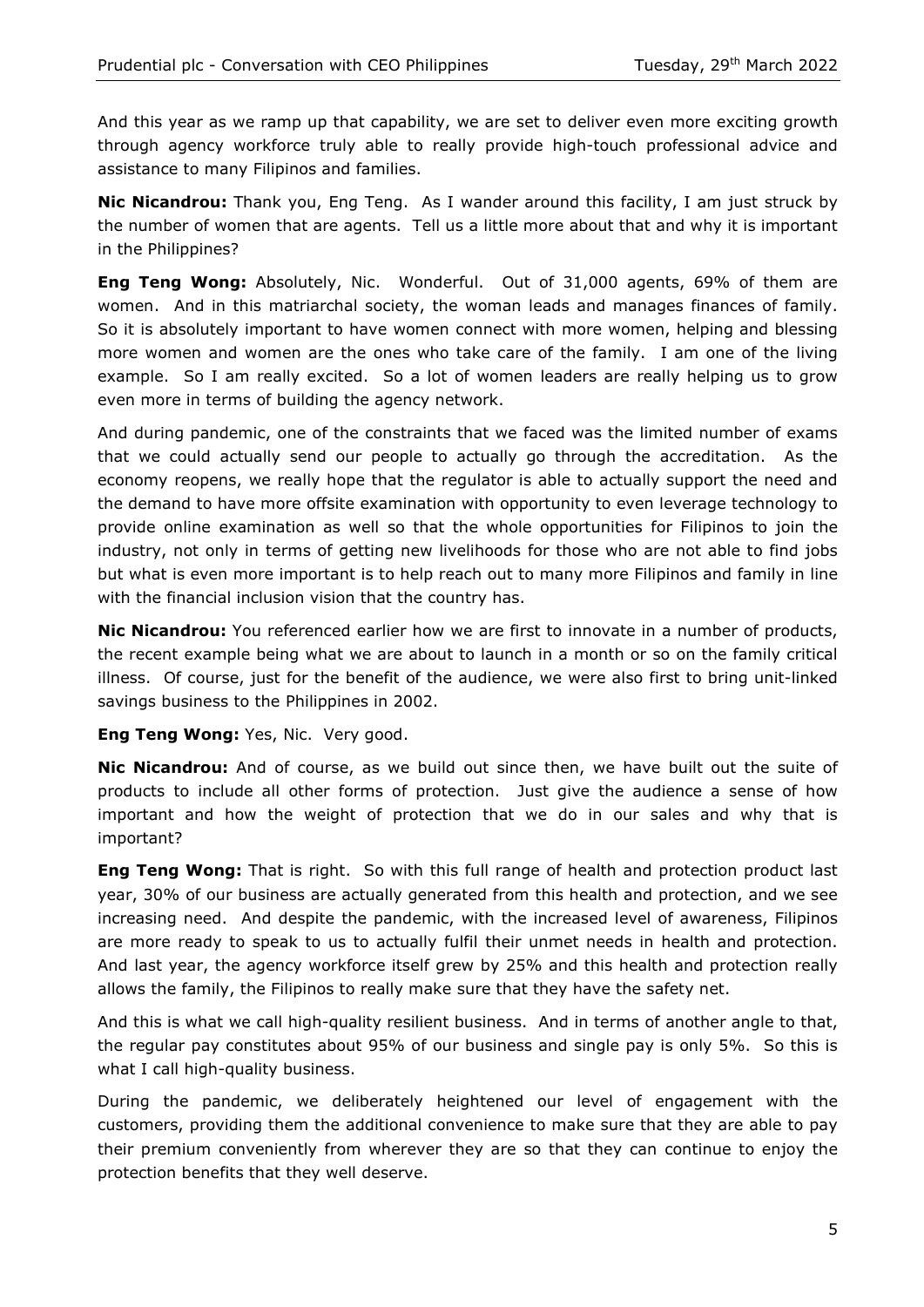And this year as we ramp up that capability, we are set to deliver even more exciting growth through agency workforce truly able to really provide high-touch professional advice and assistance to many Filipinos and families.

**Nic Nicandrou:** Thank you, Eng Teng. As I wander around this facility, I am just struck by the number of women that are agents. Tell us a little more about that and why it is important in the Philippines?

**Eng Teng Wong:** Absolutely, Nic. Wonderful. Out of 31,000 agents, 69% of them are women. And in this matriarchal society, the woman leads and manages finances of family. So it is absolutely important to have women connect with more women, helping and blessing more women and women are the ones who take care of the family. I am one of the living example. So I am really excited. So a lot of women leaders are really helping us to grow even more in terms of building the agency network.

And during pandemic, one of the constraints that we faced was the limited number of exams that we could actually send our people to actually go through the accreditation. As the economy reopens, we really hope that the regulator is able to actually support the need and the demand to have more offsite examination with opportunity to even leverage technology to provide online examination as well so that the whole opportunities for Filipinos to join the industry, not only in terms of getting new livelihoods for those who are not able to find jobs but what is even more important is to help reach out to many more Filipinos and family in line with the financial inclusion vision that the country has.

**Nic Nicandrou:** You referenced earlier how we are first to innovate in a number of products, the recent example being what we are about to launch in a month or so on the family critical illness. Of course, just for the benefit of the audience, we were also first to bring unit-linked savings business to the Philippines in 2002.

**Eng Teng Wong:** Yes, Nic. Very good.

**Nic Nicandrou:** And of course, as we build out since then, we have built out the suite of products to include all other forms of protection. Just give the audience a sense of how important and how the weight of protection that we do in our sales and why that is important?

**Eng Teng Wong:** That is right. So with this full range of health and protection product last year, 30% of our business are actually generated from this health and protection, and we see increasing need. And despite the pandemic, with the increased level of awareness, Filipinos are more ready to speak to us to actually fulfil their unmet needs in health and protection. And last year, the agency workforce itself grew by 25% and this health and protection really allows the family, the Filipinos to really make sure that they have the safety net.

And this is what we call high-quality resilient business. And in terms of another angle to that, the regular pay constitutes about 95% of our business and single pay is only 5%. So this is what I call high-quality business.

During the pandemic, we deliberately heightened our level of engagement with the customers, providing them the additional convenience to make sure that they are able to pay their premium conveniently from wherever they are so that they can continue to enjoy the protection benefits that they well deserve.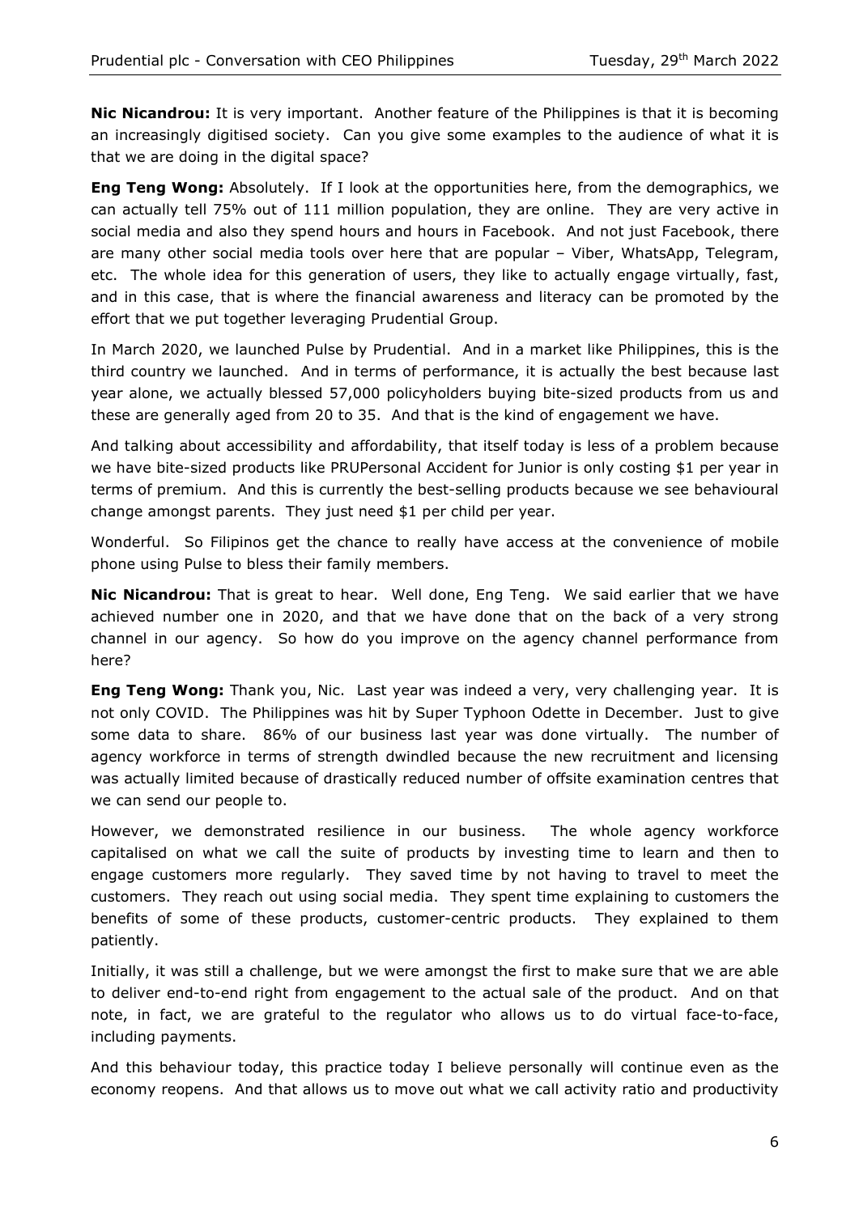**Nic Nicandrou:** It is very important. Another feature of the Philippines is that it is becoming an increasingly digitised society. Can you give some examples to the audience of what it is that we are doing in the digital space?

**Eng Teng Wong:** Absolutely. If I look at the opportunities here, from the demographics, we can actually tell 75% out of 111 million population, they are online. They are very active in social media and also they spend hours and hours in Facebook. And not just Facebook, there are many other social media tools over here that are popular – Viber, WhatsApp, Telegram, etc. The whole idea for this generation of users, they like to actually engage virtually, fast, and in this case, that is where the financial awareness and literacy can be promoted by the effort that we put together leveraging Prudential Group.

In March 2020, we launched Pulse by Prudential. And in a market like Philippines, this is the third country we launched. And in terms of performance, it is actually the best because last year alone, we actually blessed 57,000 policyholders buying bite-sized products from us and these are generally aged from 20 to 35. And that is the kind of engagement we have.

And talking about accessibility and affordability, that itself today is less of a problem because we have bite-sized products like PRUPersonal Accident for Junior is only costing $1 per year in terms of premium. And this is currently the best-selling products because we see behavioural change amongst parents. They just need $1 per child per year.

Wonderful. So Filipinos get the chance to really have access at the convenience of mobile phone using Pulse to bless their family members.

**Nic Nicandrou:** That is great to hear. Well done, Eng Teng. We said earlier that we have achieved number one in 2020, and that we have done that on the back of a very strong channel in our agency. So how do you improve on the agency channel performance from here?

**Eng Teng Wong:** Thank you, Nic. Last year was indeed a very, very challenging year. It is not only COVID. The Philippines was hit by Super Typhoon Odette in December. Just to give some data to share. 86% of our business last year was done virtually. The number of agency workforce in terms of strength dwindled because the new recruitment and licensing was actually limited because of drastically reduced number of offsite examination centres that we can send our people to.

However, we demonstrated resilience in our business. The whole agency workforce capitalised on what we call the suite of products by investing time to learn and then to engage customers more regularly. They saved time by not having to travel to meet the customers. They reach out using social media. They spent time explaining to customers the benefits of some of these products, customer-centric products. They explained to them patiently.

Initially, it was still a challenge, but we were amongst the first to make sure that we are able to deliver end-to-end right from engagement to the actual sale of the product. And on that note, in fact, we are grateful to the regulator who allows us to do virtual face-to-face, including payments.

And this behaviour today, this practice today I believe personally will continue even as the economy reopens. And that allows us to move out what we call activity ratio and productivity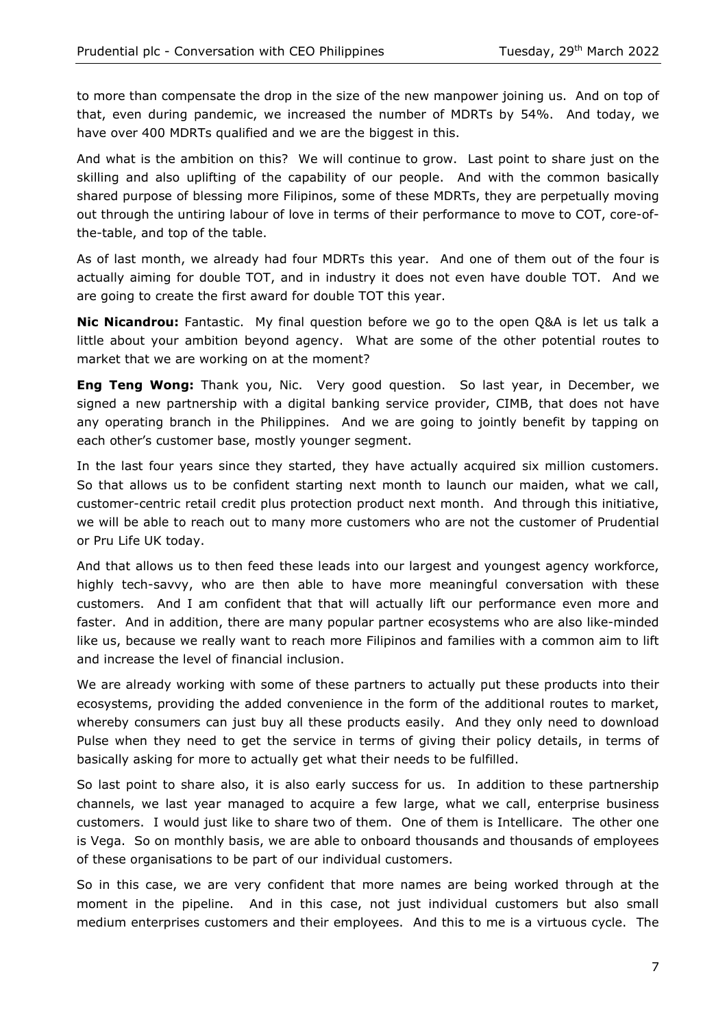to more than compensate the drop in the size of the new manpower joining us. And on top of that, even during pandemic, we increased the number of MDRTs by 54%. And today, we have over 400 MDRTs qualified and we are the biggest in this.

And what is the ambition on this? We will continue to grow. Last point to share just on the skilling and also uplifting of the capability of our people. And with the common basically shared purpose of blessing more Filipinos, some of these MDRTs, they are perpetually moving out through the untiring labour of love in terms of their performance to move to COT, core-of-the-table, and top of the table.

As of last month, we already had four MDRTs this year. And one of them out of the four is actually aiming for double TOT, and in industry it does not even have double TOT. And we are going to create the first award for double TOT this year.

**Nic Nicandrou:** Fantastic. My final question before we go to the open Q&A is let us talk a little about your ambition beyond agency. What are some of the other potential routes to market that we are working on at the moment?

**Eng Teng Wong:** Thank you, Nic. Very good question. So last year, in December, we signed a new partnership with a digital banking service provider, CIMB, that does not have any operating branch in the Philippines. And we are going to jointly benefit by tapping on each other's customer base, mostly younger segment.

In the last four years since they started, they have actually acquired six million customers. So that allows us to be confident starting next month to launch our maiden, what we call, customer-centric retail credit plus protection product next month. And through this initiative, we will be able to reach out to many more customers who are not the customer of Prudential or Pru Life UK today.

And that allows us to then feed these leads into our largest and youngest agency workforce, highly tech-savvy, who are then able to have more meaningful conversation with these customers. And I am confident that that will actually lift our performance even more and faster. And in addition, there are many popular partner ecosystems who are also like-minded like us, because we really want to reach more Filipinos and families with a common aim to lift and increase the level of financial inclusion.

We are already working with some of these partners to actually put these products into their ecosystems, providing the added convenience in the form of the additional routes to market, whereby consumers can just buy all these products easily. And they only need to download Pulse when they need to get the service in terms of giving their policy details, in terms of basically asking for more to actually get what their needs to be fulfilled.

So last point to share also, it is also early success for us. In addition to these partnership channels, we last year managed to acquire a few large, what we call, enterprise business customers. I would just like to share two of them. One of them is Intellicare. The other one is Vega. So on monthly basis, we are able to onboard thousands and thousands of employees of these organisations to be part of our individual customers.

So in this case, we are very confident that more names are being worked through at the moment in the pipeline. And in this case, not just individual customers but also small medium enterprises customers and their employees. And this to me is a virtuous cycle. The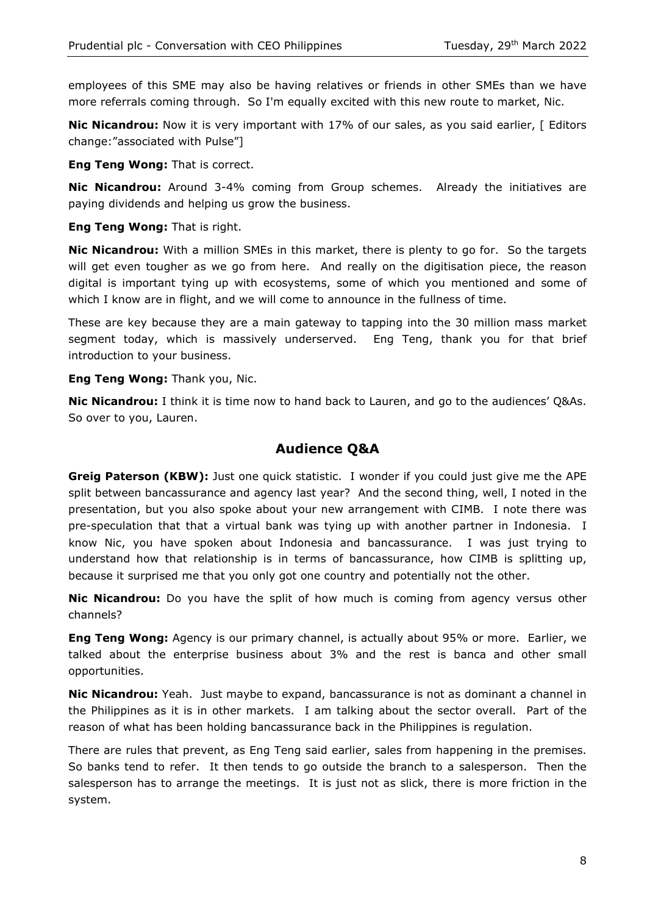employees of this SME may also be having relatives or friends in other SMEs than we have more referrals coming through. So I'm equally excited with this new route to market, Nic.

**Nic Nicandrou:** Now it is very important with 17% of our sales, as you said earlier, [ Editors change:"associated with Pulse"]

**Eng Teng Wong:** That is correct.

**Nic Nicandrou:** Around 3-4% coming from Group schemes. Already the initiatives are paying dividends and helping us grow the business.

**Eng Teng Wong:** That is right.

**Nic Nicandrou:** With a million SMEs in this market, there is plenty to go for. So the targets will get even tougher as we go from here. And really on the digitisation piece, the reason digital is important tying up with ecosystems, some of which you mentioned and some of which I know are in flight, and we will come to announce in the fullness of time.

These are key because they are a main gateway to tapping into the 30 million mass market segment today, which is massively underserved. Eng Teng, thank you for that brief introduction to your business.

**Eng Teng Wong:** Thank you, Nic.

**Nic Nicandrou:** I think it is time now to hand back to Lauren, and go to the audiences' Q&As. So over to you, Lauren.

## Audience Q&A

**Greig Paterson (KBW):** Just one quick statistic. I wonder if you could just give me the APE split between bancassurance and agency last year? And the second thing, well, I noted in the presentation, but you also spoke about your new arrangement with CIMB. I note there was pre-speculation that that a virtual bank was tying up with another partner in Indonesia. I know Nic, you have spoken about Indonesia and bancassurance. I was just trying to understand how that relationship is in terms of bancassurance, how CIMB is splitting up, because it surprised me that you only got one country and potentially not the other.

**Nic Nicandrou:** Do you have the split of how much is coming from agency versus other channels?

**Eng Teng Wong:** Agency is our primary channel, is actually about 95% or more. Earlier, we talked about the enterprise business about 3% and the rest is banca and other small opportunities.

**Nic Nicandrou:** Yeah. Just maybe to expand, bancassurance is not as dominant a channel in the Philippines as it is in other markets. I am talking about the sector overall. Part of the reason of what has been holding bancassurance back in the Philippines is regulation.

There are rules that prevent, as Eng Teng said earlier, sales from happening in the premises. So banks tend to refer. It then tends to go outside the branch to a salesperson. Then the salesperson has to arrange the meetings. It is just not as slick, there is more friction in the system.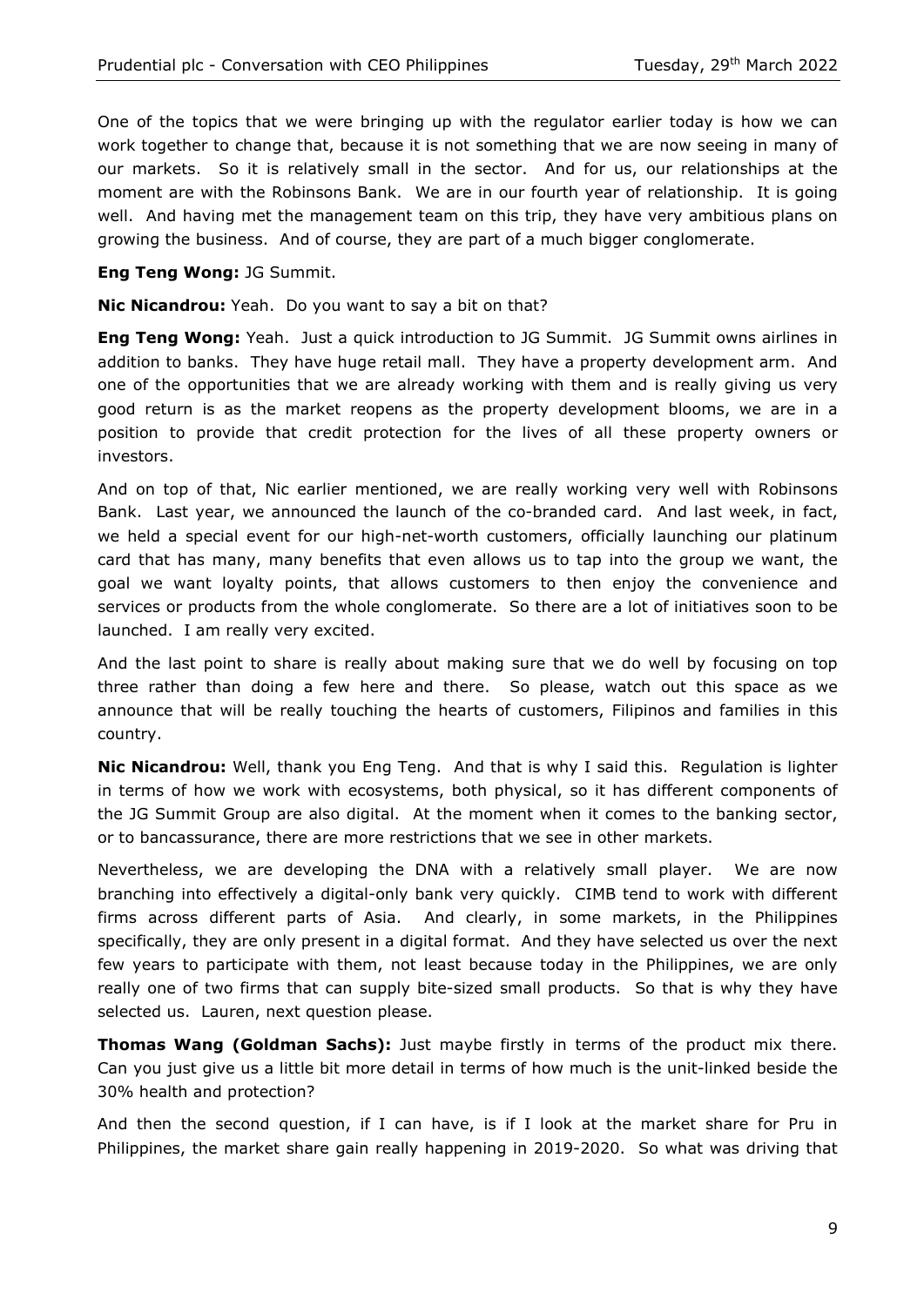One of the topics that we were bringing up with the regulator earlier today is how we can work together to change that, because it is not something that we are now seeing in many of our markets. So it is relatively small in the sector. And for us, our relationships at the moment are with the Robinsons Bank. We are in our fourth year of relationship. It is going well. And having met the management team on this trip, they have very ambitious plans on growing the business. And of course, they are part of a much bigger conglomerate.

**Eng Teng Wong:** JG Summit.

**Nic Nicandrou:** Yeah. Do you want to say a bit on that?

**Eng Teng Wong:** Yeah. Just a quick introduction to JG Summit. JG Summit owns airlines in addition to banks. They have huge retail mall. They have a property development arm. And one of the opportunities that we are already working with them and is really giving us very good return is as the market reopens as the property development blooms, we are in a position to provide that credit protection for the lives of all these property owners or investors.

And on top of that, Nic earlier mentioned, we are really working very well with Robinsons Bank. Last year, we announced the launch of the co-branded card. And last week, in fact, we held a special event for our high-net-worth customers, officially launching our platinum card that has many, many benefits that even allows us to tap into the group we want, the goal we want loyalty points, that allows customers to then enjoy the convenience and services or products from the whole conglomerate. So there are a lot of initiatives soon to be launched. I am really very excited.

And the last point to share is really about making sure that we do well by focusing on top three rather than doing a few here and there. So please, watch out this space as we announce that will be really touching the hearts of customers, Filipinos and families in this country.

**Nic Nicandrou:** Well, thank you Eng Teng. And that is why I said this. Regulation is lighter in terms of how we work with ecosystems, both physical, so it has different components of the JG Summit Group are also digital. At the moment when it comes to the banking sector, or to bancassurance, there are more restrictions that we see in other markets.

Nevertheless, we are developing the DNA with a relatively small player. We are now branching into effectively a digital-only bank very quickly. CIMB tend to work with different firms across different parts of Asia. And clearly, in some markets, in the Philippines specifically, they are only present in a digital format. And they have selected us over the next few years to participate with them, not least because today in the Philippines, we are only really one of two firms that can supply bite-sized small products. So that is why they have selected us. Lauren, next question please.

**Thomas Wang (Goldman Sachs):** Just maybe firstly in terms of the product mix there. Can you just give us a little bit more detail in terms of how much is the unit-linked beside the 30% health and protection?

And then the second question, if I can have, is if I look at the market share for Pru in Philippines, the market share gain really happening in 2019-2020. So what was driving that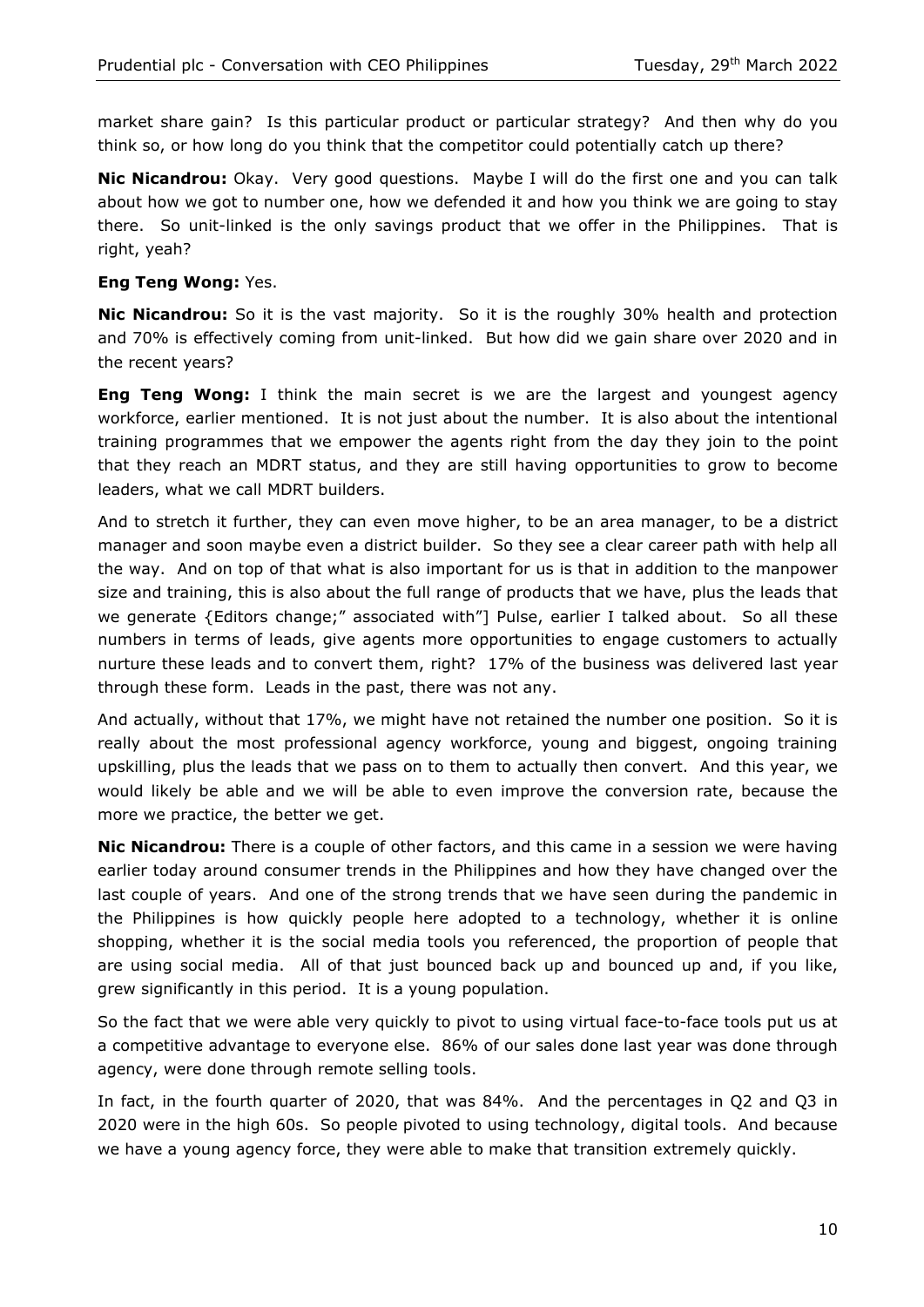market share gain? Is this particular product or particular strategy? And then why do you think so, or how long do you think that the competitor could potentially catch up there?

**Nic Nicandrou:** Okay. Very good questions. Maybe I will do the first one and you can talk about how we got to number one, how we defended it and how you think we are going to stay there. So unit-linked is the only savings product that we offer in the Philippines. That is right, yeah?

**Eng Teng Wong:** Yes.

**Nic Nicandrou:** So it is the vast majority. So it is the roughly 30% health and protection and 70% is effectively coming from unit-linked. But how did we gain share over 2020 and in the recent years?

**Eng Teng Wong:** I think the main secret is we are the largest and youngest agency workforce, earlier mentioned. It is not just about the number. It is also about the intentional training programmes that we empower the agents right from the day they join to the point that they reach an MDRT status, and they are still having opportunities to grow to become leaders, what we call MDRT builders.

And to stretch it further, they can even move higher, to be an area manager, to be a district manager and soon maybe even a district builder. So they see a clear career path with help all the way. And on top of that what is also important for us is that in addition to the manpower size and training, this is also about the full range of products that we have, plus the leads that we generate {Editors change;" associated with"] Pulse, earlier I talked about. So all these numbers in terms of leads, give agents more opportunities to engage customers to actually nurture these leads and to convert them, right? 17% of the business was delivered last year through these form. Leads in the past, there was not any.

And actually, without that 17%, we might have not retained the number one position. So it is really about the most professional agency workforce, young and biggest, ongoing training upskilling, plus the leads that we pass on to them to actually then convert. And this year, we would likely be able and we will be able to even improve the conversion rate, because the more we practice, the better we get.

**Nic Nicandrou:** There is a couple of other factors, and this came in a session we were having earlier today around consumer trends in the Philippines and how they have changed over the last couple of years. And one of the strong trends that we have seen during the pandemic in the Philippines is how quickly people here adopted to a technology, whether it is online shopping, whether it is the social media tools you referenced, the proportion of people that are using social media. All of that just bounced back up and bounced up and, if you like, grew significantly in this period. It is a young population.

So the fact that we were able very quickly to pivot to using virtual face-to-face tools put us at a competitive advantage to everyone else. 86% of our sales done last year was done through agency, were done through remote selling tools.

In fact, in the fourth quarter of 2020, that was 84%. And the percentages in Q2 and Q3 in 2020 were in the high 60s. So people pivoted to using technology, digital tools. And because we have a young agency force, they were able to make that transition extremely quickly.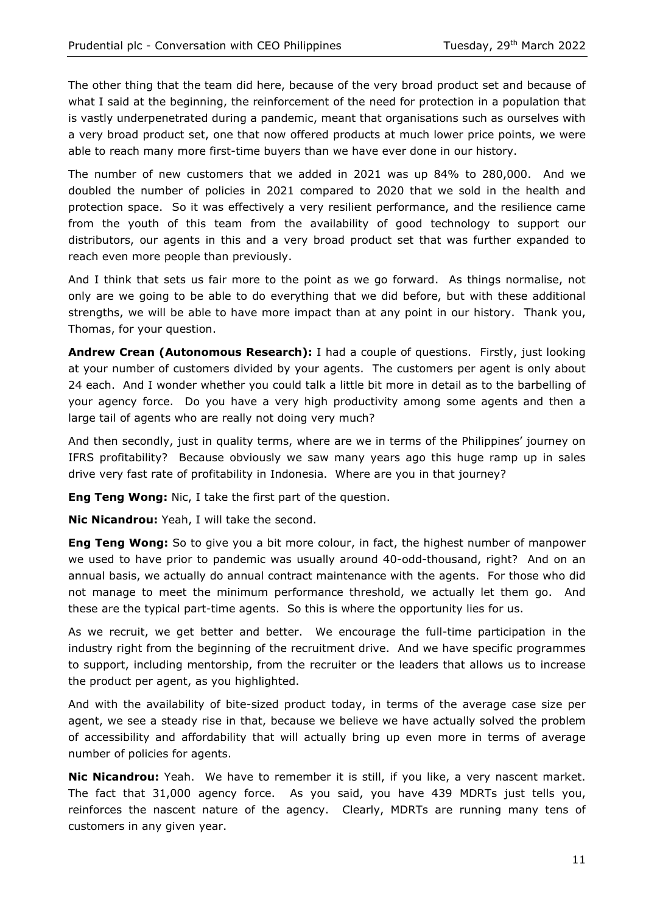The other thing that the team did here, because of the very broad product set and because of what I said at the beginning, the reinforcement of the need for protection in a population that is vastly underpenetrated during a pandemic, meant that organisations such as ourselves with a very broad product set, one that now offered products at much lower price points, we were able to reach many more first-time buyers than we have ever done in our history.

The number of new customers that we added in 2021 was up 84% to 280,000. And we doubled the number of policies in 2021 compared to 2020 that we sold in the health and protection space. So it was effectively a very resilient performance, and the resilience came from the youth of this team from the availability of good technology to support our distributors, our agents in this and a very broad product set that was further expanded to reach even more people than previously.

And I think that sets us fair more to the point as we go forward. As things normalise, not only are we going to be able to do everything that we did before, but with these additional strengths, we will be able to have more impact than at any point in our history. Thank you, Thomas, for your question.

**Andrew Crean (Autonomous Research):** I had a couple of questions. Firstly, just looking at your number of customers divided by your agents. The customers per agent is only about 24 each. And I wonder whether you could talk a little bit more in detail as to the barbelling of your agency force. Do you have a very high productivity among some agents and then a large tail of agents who are really not doing very much?

And then secondly, just in quality terms, where are we in terms of the Philippines' journey on IFRS profitability? Because obviously we saw many years ago this huge ramp up in sales drive very fast rate of profitability in Indonesia. Where are you in that journey?

**Eng Teng Wong:** Nic, I take the first part of the question.

**Nic Nicandrou:** Yeah, I will take the second.

**Eng Teng Wong:** So to give you a bit more colour, in fact, the highest number of manpower we used to have prior to pandemic was usually around 40-odd-thousand, right? And on an annual basis, we actually do annual contract maintenance with the agents. For those who did not manage to meet the minimum performance threshold, we actually let them go. And these are the typical part-time agents. So this is where the opportunity lies for us.

As we recruit, we get better and better. We encourage the full-time participation in the industry right from the beginning of the recruitment drive. And we have specific programmes to support, including mentorship, from the recruiter or the leaders that allows us to increase the product per agent, as you highlighted.

And with the availability of bite-sized product today, in terms of the average case size per agent, we see a steady rise in that, because we believe we have actually solved the problem of accessibility and affordability that will actually bring up even more in terms of average number of policies for agents.

**Nic Nicandrou:** Yeah. We have to remember it is still, if you like, a very nascent market. The fact that 31,000 agency force. As you said, you have 439 MDRTs just tells you, reinforces the nascent nature of the agency. Clearly, MDRTs are running many tens of customers in any given year.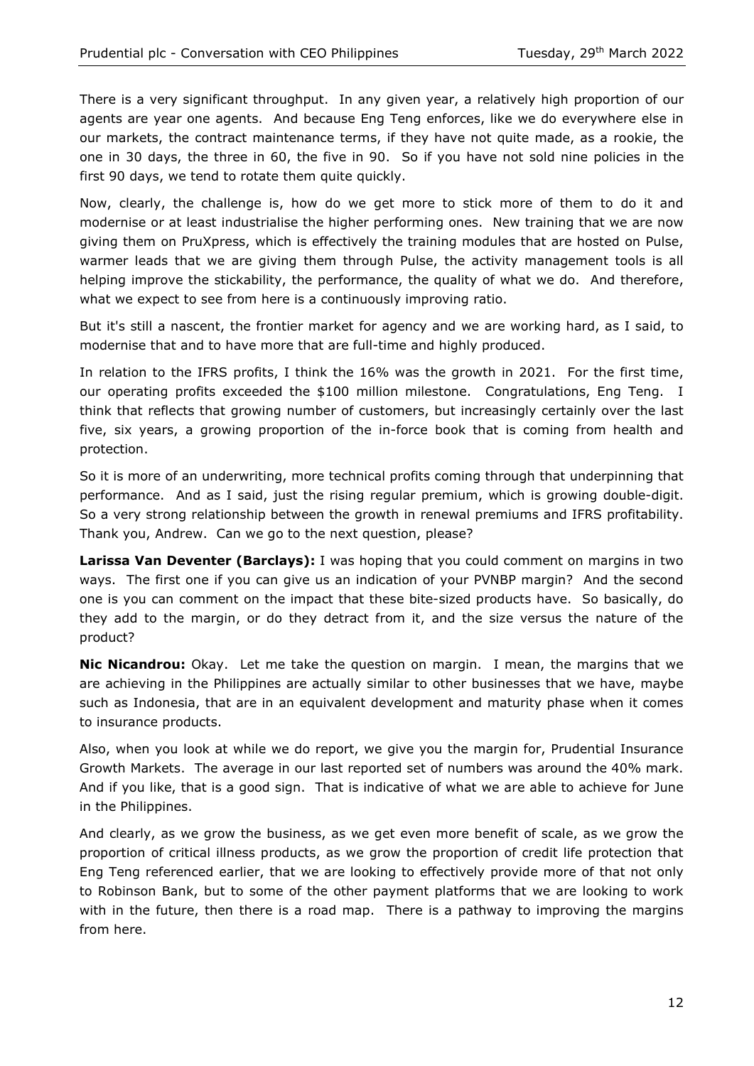There is a very significant throughput. In any given year, a relatively high proportion of our agents are year one agents. And because Eng Teng enforces, like we do everywhere else in our markets, the contract maintenance terms, if they have not quite made, as a rookie, the one in 30 days, the three in 60, the five in 90. So if you have not sold nine policies in the first 90 days, we tend to rotate them quite quickly.

Now, clearly, the challenge is, how do we get more to stick more of them to do it and modernise or at least industrialise the higher performing ones. New training that we are now giving them on PruXpress, which is effectively the training modules that are hosted on Pulse, warmer leads that we are giving them through Pulse, the activity management tools is all helping improve the stickability, the performance, the quality of what we do. And therefore, what we expect to see from here is a continuously improving ratio.

But it's still a nascent, the frontier market for agency and we are working hard, as I said, to modernise that and to have more that are full-time and highly produced.

In relation to the IFRS profits, I think the 16% was the growth in 2021. For the first time, our operating profits exceeded the $100 million milestone. Congratulations, Eng Teng. I think that reflects that growing number of customers, but increasingly certainly over the last five, six years, a growing proportion of the in-force book that is coming from health and protection.

So it is more of an underwriting, more technical profits coming through that underpinning that performance. And as I said, just the rising regular premium, which is growing double-digit. So a very strong relationship between the growth in renewal premiums and IFRS profitability. Thank you, Andrew. Can we go to the next question, please?

**Larissa Van Deventer (Barclays):** I was hoping that you could comment on margins in two ways. The first one if you can give us an indication of your PVNBP margin? And the second one is you can comment on the impact that these bite-sized products have. So basically, do they add to the margin, or do they detract from it, and the size versus the nature of the product?

**Nic Nicandrou:** Okay. Let me take the question on margin. I mean, the margins that we are achieving in the Philippines are actually similar to other businesses that we have, maybe such as Indonesia, that are in an equivalent development and maturity phase when it comes to insurance products.

Also, when you look at while we do report, we give you the margin for, Prudential Insurance Growth Markets. The average in our last reported set of numbers was around the 40% mark. And if you like, that is a good sign. That is indicative of what we are able to achieve for June in the Philippines.

And clearly, as we grow the business, as we get even more benefit of scale, as we grow the proportion of critical illness products, as we grow the proportion of credit life protection that Eng Teng referenced earlier, that we are looking to effectively provide more of that not only to Robinson Bank, but to some of the other payment platforms that we are looking to work with in the future, then there is a road map. There is a pathway to improving the margins from here.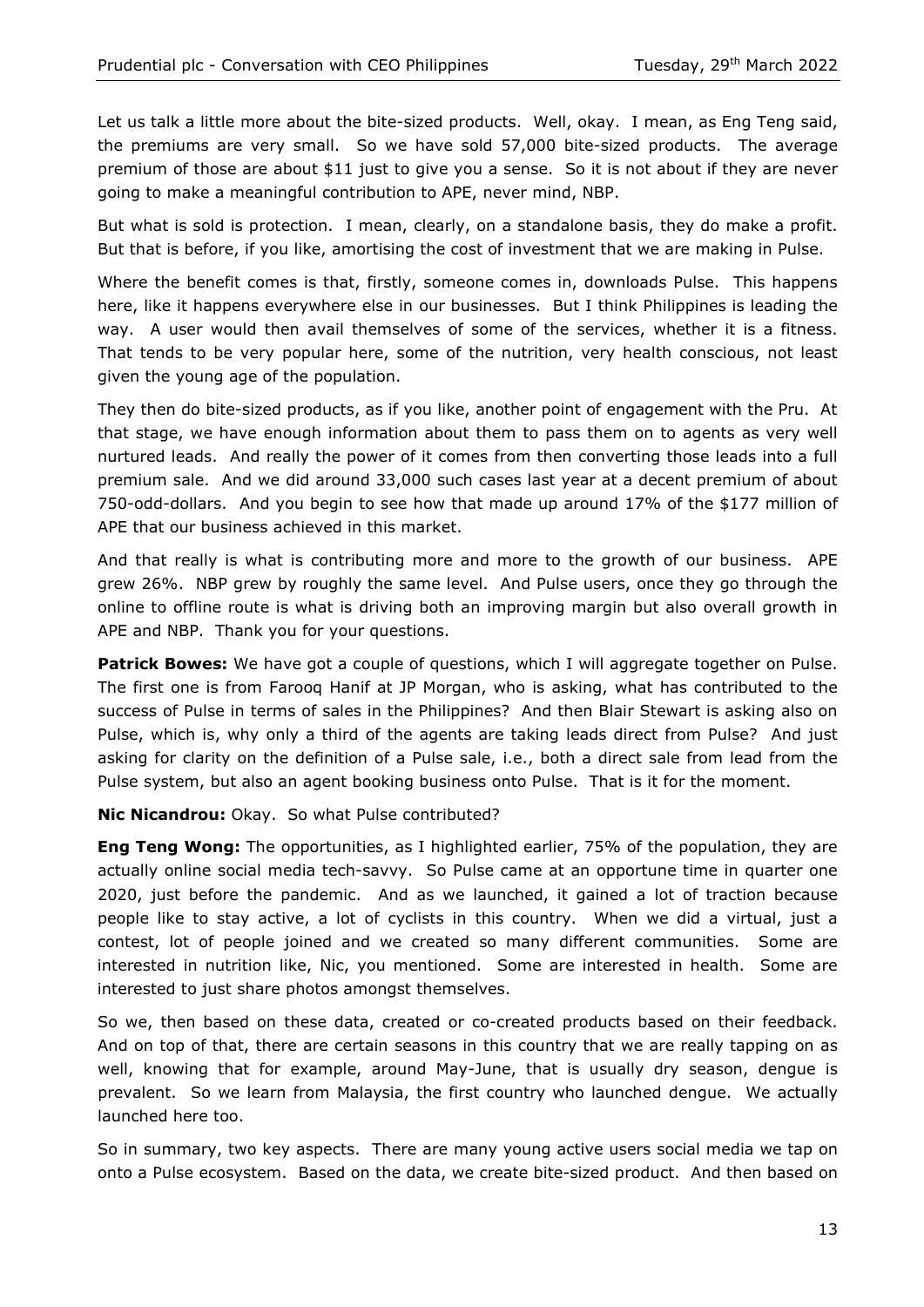Let us talk a little more about the bite-sized products. Well, okay. I mean, as Eng Teng said, the premiums are very small. So we have sold 57,000 bite-sized products. The average premium of those are about $11 just to give you a sense. So it is not about if they are never going to make a meaningful contribution to APE, never mind, NBP.

But what is sold is protection. I mean, clearly, on a standalone basis, they do make a profit. But that is before, if you like, amortising the cost of investment that we are making in Pulse.

Where the benefit comes is that, firstly, someone comes in, downloads Pulse. This happens here, like it happens everywhere else in our businesses. But I think Philippines is leading the way. A user would then avail themselves of some of the services, whether it is a fitness. That tends to be very popular here, some of the nutrition, very health conscious, not least given the young age of the population.

They then do bite-sized products, as if you like, another point of engagement with the Pru. At that stage, we have enough information about them to pass them on to agents as very well nurtured leads. And really the power of it comes from then converting those leads into a full premium sale. And we did around 33,000 such cases last year at a decent premium of about 750-odd-dollars. And you begin to see how that made up around 17% of the $177 million of APE that our business achieved in this market.

And that really is what is contributing more and more to the growth of our business. APE grew 26%. NBP grew by roughly the same level. And Pulse users, once they go through the online to offline route is what is driving both an improving margin but also overall growth in APE and NBP. Thank you for your questions.

**Patrick Bowes:** We have got a couple of questions, which I will aggregate together on Pulse. The first one is from Farooq Hanif at JP Morgan, who is asking, what has contributed to the success of Pulse in terms of sales in the Philippines? And then Blair Stewart is asking also on Pulse, which is, why only a third of the agents are taking leads direct from Pulse? And just asking for clarity on the definition of a Pulse sale, i.e., both a direct sale from lead from the Pulse system, but also an agent booking business onto Pulse. That is it for the moment.

**Nic Nicandrou:** Okay. So what Pulse contributed?

**Eng Teng Wong:** The opportunities, as I highlighted earlier, 75% of the population, they are actually online social media tech-savvy. So Pulse came at an opportune time in quarter one 2020, just before the pandemic. And as we launched, it gained a lot of traction because people like to stay active, a lot of cyclists in this country. When we did a virtual, just a contest, lot of people joined and we created so many different communities. Some are interested in nutrition like, Nic, you mentioned. Some are interested in health. Some are interested to just share photos amongst themselves.

So we, then based on these data, created or co-created products based on their feedback. And on top of that, there are certain seasons in this country that we are really tapping on as well, knowing that for example, around May-June, that is usually dry season, dengue is prevalent. So we learn from Malaysia, the first country who launched dengue. We actually launched here too.

So in summary, two key aspects. There are many young active users social media we tap on onto a Pulse ecosystem. Based on the data, we create bite-sized product. And then based on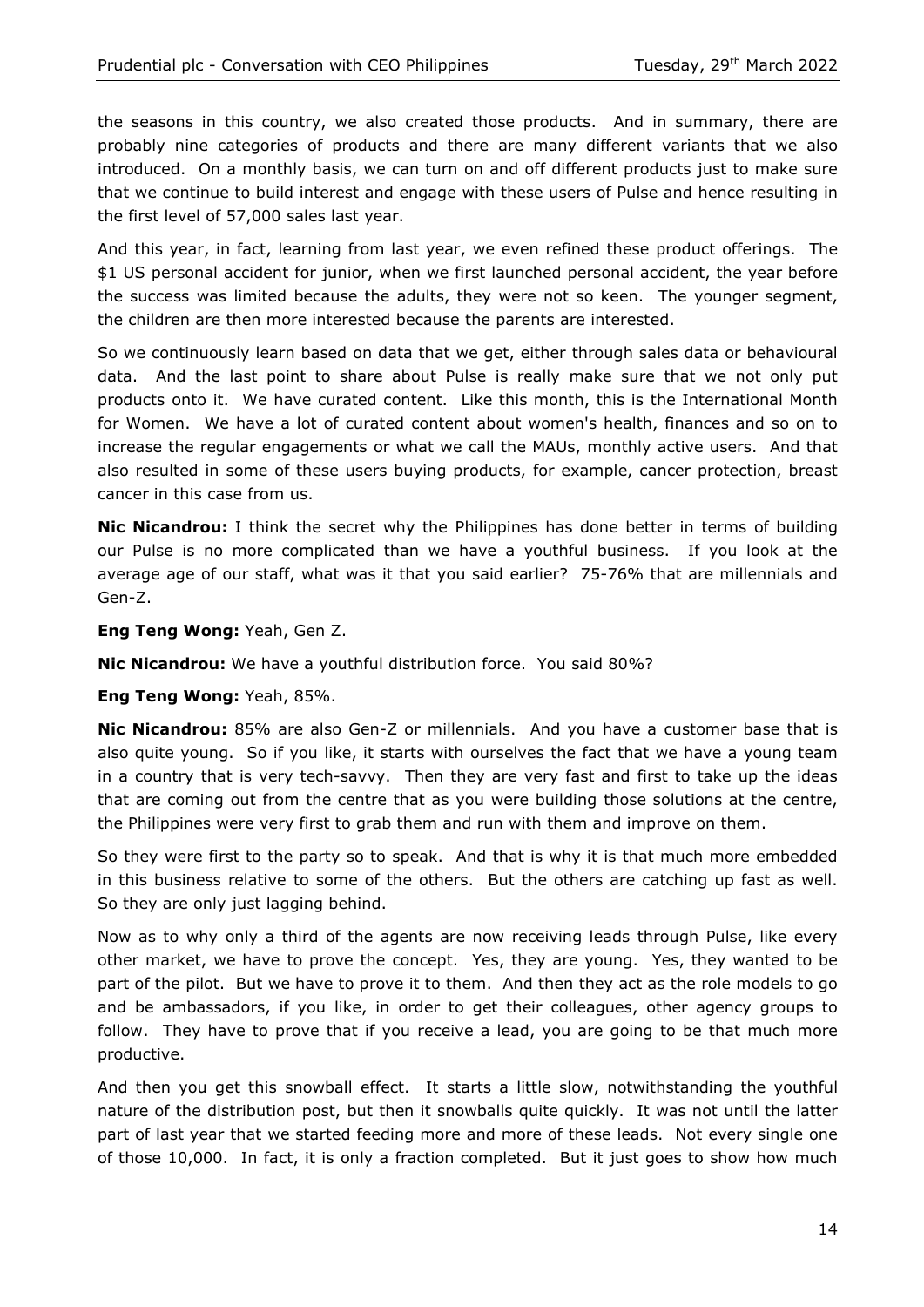the seasons in this country, we also created those products. And in summary, there are probably nine categories of products and there are many different variants that we also introduced. On a monthly basis, we can turn on and off different products just to make sure that we continue to build interest and engage with these users of Pulse and hence resulting in the first level of 57,000 sales last year.

And this year, in fact, learning from last year, we even refined these product offerings. The $1 US personal accident for junior, when we first launched personal accident, the year before the success was limited because the adults, they were not so keen. The younger segment, the children are then more interested because the parents are interested.

So we continuously learn based on data that we get, either through sales data or behavioural data. And the last point to share about Pulse is really make sure that we not only put products onto it. We have curated content. Like this month, this is the International Month for Women. We have a lot of curated content about women's health, finances and so on to increase the regular engagements or what we call the MAUs, monthly active users. And that also resulted in some of these users buying products, for example, cancer protection, breast cancer in this case from us.

**Nic Nicandrou:** I think the secret why the Philippines has done better in terms of building our Pulse is no more complicated than we have a youthful business. If you look at the average age of our staff, what was it that you said earlier? 75-76% that are millennials and Gen-Z.

**Eng Teng Wong:** Yeah, Gen Z.

**Nic Nicandrou:** We have a youthful distribution force. You said 80%?

**Eng Teng Wong:** Yeah, 85%.

**Nic Nicandrou:** 85% are also Gen-Z or millennials. And you have a customer base that is also quite young. So if you like, it starts with ourselves the fact that we have a young team in a country that is very tech-savvy. Then they are very fast and first to take up the ideas that are coming out from the centre that as you were building those solutions at the centre, the Philippines were very first to grab them and run with them and improve on them.

So they were first to the party so to speak. And that is why it is that much more embedded in this business relative to some of the others. But the others are catching up fast as well. So they are only just lagging behind.

Now as to why only a third of the agents are now receiving leads through Pulse, like every other market, we have to prove the concept. Yes, they are young. Yes, they wanted to be part of the pilot. But we have to prove it to them. And then they act as the role models to go and be ambassadors, if you like, in order to get their colleagues, other agency groups to follow. They have to prove that if you receive a lead, you are going to be that much more productive.

And then you get this snowball effect. It starts a little slow, notwithstanding the youthful nature of the distribution post, but then it snowballs quite quickly. It was not until the latter part of last year that we started feeding more and more of these leads. Not every single one of those 10,000. In fact, it is only a fraction completed. But it just goes to show how much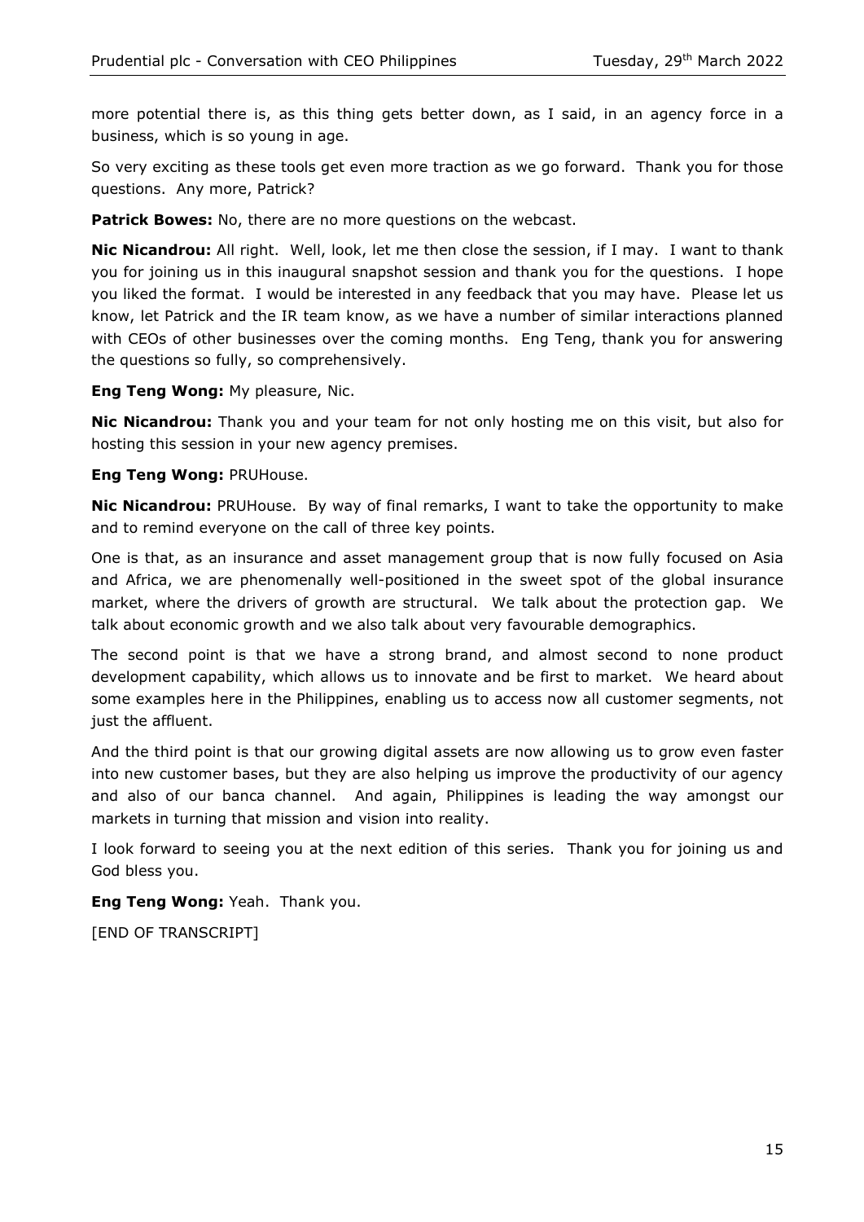more potential there is, as this thing gets better down, as I said, in an agency force in a business, which is so young in age.

So very exciting as these tools get even more traction as we go forward. Thank you for those questions. Any more, Patrick?

**Patrick Bowes:** No, there are no more questions on the webcast.

**Nic Nicandrou:** All right. Well, look, let me then close the session, if I may. I want to thank you for joining us in this inaugural snapshot session and thank you for the questions. I hope you liked the format. I would be interested in any feedback that you may have. Please let us know, let Patrick and the IR team know, as we have a number of similar interactions planned with CEOs of other businesses over the coming months. Eng Teng, thank you for answering the questions so fully, so comprehensively.

**Eng Teng Wong:** My pleasure, Nic.

**Nic Nicandrou:** Thank you and your team for not only hosting me on this visit, but also for hosting this session in your new agency premises.

**Eng Teng Wong:** PRUHouse.

**Nic Nicandrou:** PRUHouse. By way of final remarks, I want to take the opportunity to make and to remind everyone on the call of three key points.

One is that, as an insurance and asset management group that is now fully focused on Asia and Africa, we are phenomenally well-positioned in the sweet spot of the global insurance market, where the drivers of growth are structural. We talk about the protection gap. We talk about economic growth and we also talk about very favourable demographics.

The second point is that we have a strong brand, and almost second to none product development capability, which allows us to innovate and be first to market. We heard about some examples here in the Philippines, enabling us to access now all customer segments, not just the affluent.

And the third point is that our growing digital assets are now allowing us to grow even faster into new customer bases, but they are also helping us improve the productivity of our agency and also of our banca channel. And again, Philippines is leading the way amongst our markets in turning that mission and vision into reality.

I look forward to seeing you at the next edition of this series. Thank you for joining us and God bless you.

**Eng Teng Wong:** Yeah. Thank you.

[END OF TRANSCRIPT]